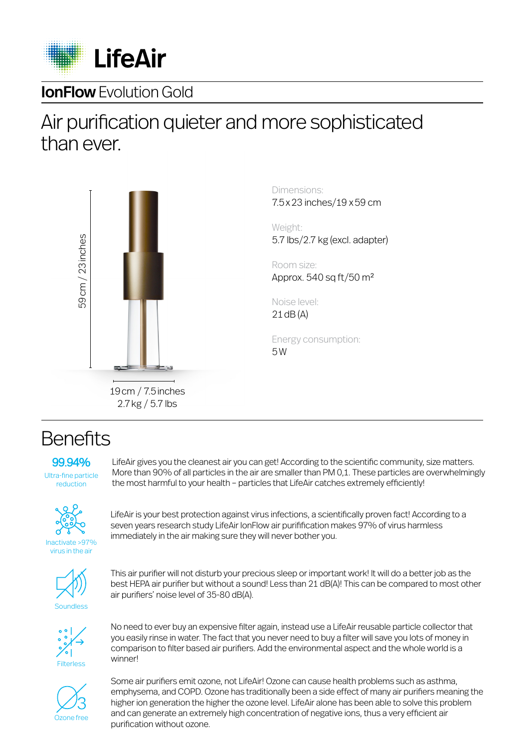# LifeAir

## **IonFlow** Evolution Gold

# Air purification quieter and more sophisticated than ever.

59 cm / 23 inches

19 cm / 7.5 inches
2.7 kg / 5.7 lbs

Dimensions:
7.5 x 23 inches/19 x 59 cm

Weight:
5.7 lbs/2.7 kg (excl. adapter)

Room size:
Approx. 540 sq ft/50 m²

Noise level:
21 dB (A)

Energy consumption:
5 W

# Benefits

**99.94%**
Ultra-fine particle reduction

LifeAir gives you the cleanest air you can get! According to the scientific community, size matters. More than 90% of all particles in the air are smaller than PM 0,1. These particles are overwhelmingly the most harmful to your health – particles that LifeAir catches extremely efficiently!

Inactivate >97% virus in the air

LifeAir is your best protection against virus infections, a scientifically proven fact! According to a seven years research study LifeAir IonFlow air purification makes 97% of virus harmless immediately in the air making sure they will never bother you.

Soundless

This air purifier will not disturb your precious sleep or important work! It will do a better job as the best HEPA air purifier but without a sound! Less than 21 dB(A)! This can be compared to most other air purifiers' noise level of 35-80 dB(A).

Filterless

No need to ever buy an expensive filter again, instead use a LifeAir reusable particle collector that you easily rinse in water. The fact that you never need to buy a filter will save you lots of money in comparison to filter based air purifiers. Add the environmental aspect and the whole world is a winner!

Ozone free

Some air purifiers emit ozone, not LifeAir! Ozone can cause health problems such as asthma, emphysema, and COPD. Ozone has traditionally been a side effect of many air purifiers meaning the higher ion generation the higher the ozone level. LifeAir alone has been able to solve this problem and can generate an extremely high concentration of negative ions, thus a very efficient air purification without ozone.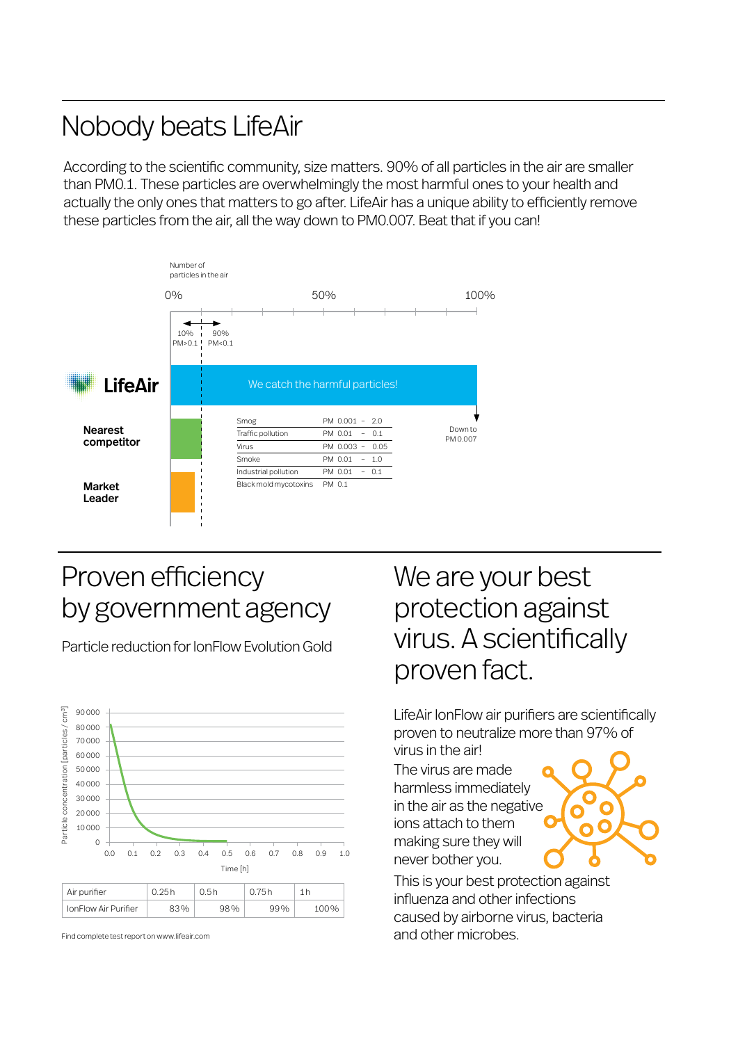# Nobody beats LifeAir

According to the scientific community, size matters. 90% of all particles in the air are smaller than PM0.1. These particles are overwhelmingly the most harmful ones to your health and actually the only ones that matters to go after. LifeAir has a unique ability to efficiently remove these particles from the air, all the way down to PM0.007. Beat that if you can!

Number of particles in the air

0% 50% 100%

10% PM>0.1 | 90% PM<0.1

**LifeAir** — We catch the harmful particles! — Down to PM 0.007

**Nearest competitor**

**Market Leader**

| | |
|---|---|
| Smog | PM 0.001 – 2.0 |
| Traffic pollution | PM 0.01 – 0.1 |
| Virus | PM 0.003 – 0.05 |
| Smoke | PM 0.01 – 1.0 |
| Industrial pollution | PM 0.01 – 0.1 |
| Black mold mycotoxins | PM 0.1 |

## Proven efficiency by government agency

Particle reduction for IonFlow Evolution Gold

Particle concentration [particles / cm³] vs. Time [h]

| Air purifier | 0.25 h | 0.5 h | 0.75 h | 1 h |
|---|---|---|---|---|
| IonFlow Air Purifier | 83% | 98% | 99% | 100% |

Find complete test report on www.lifeair.com

## We are your best protection against virus. A scientifically proven fact.

LifeAir IonFlow air purifiers are scientifically proven to neutralize more than 97% of virus in the air!

The virus are made harmless immediately in the air as the negative ions attach to them making sure they will never bother you.

This is your best protection against influenza and other infections caused by airborne virus, bacteria and other microbes.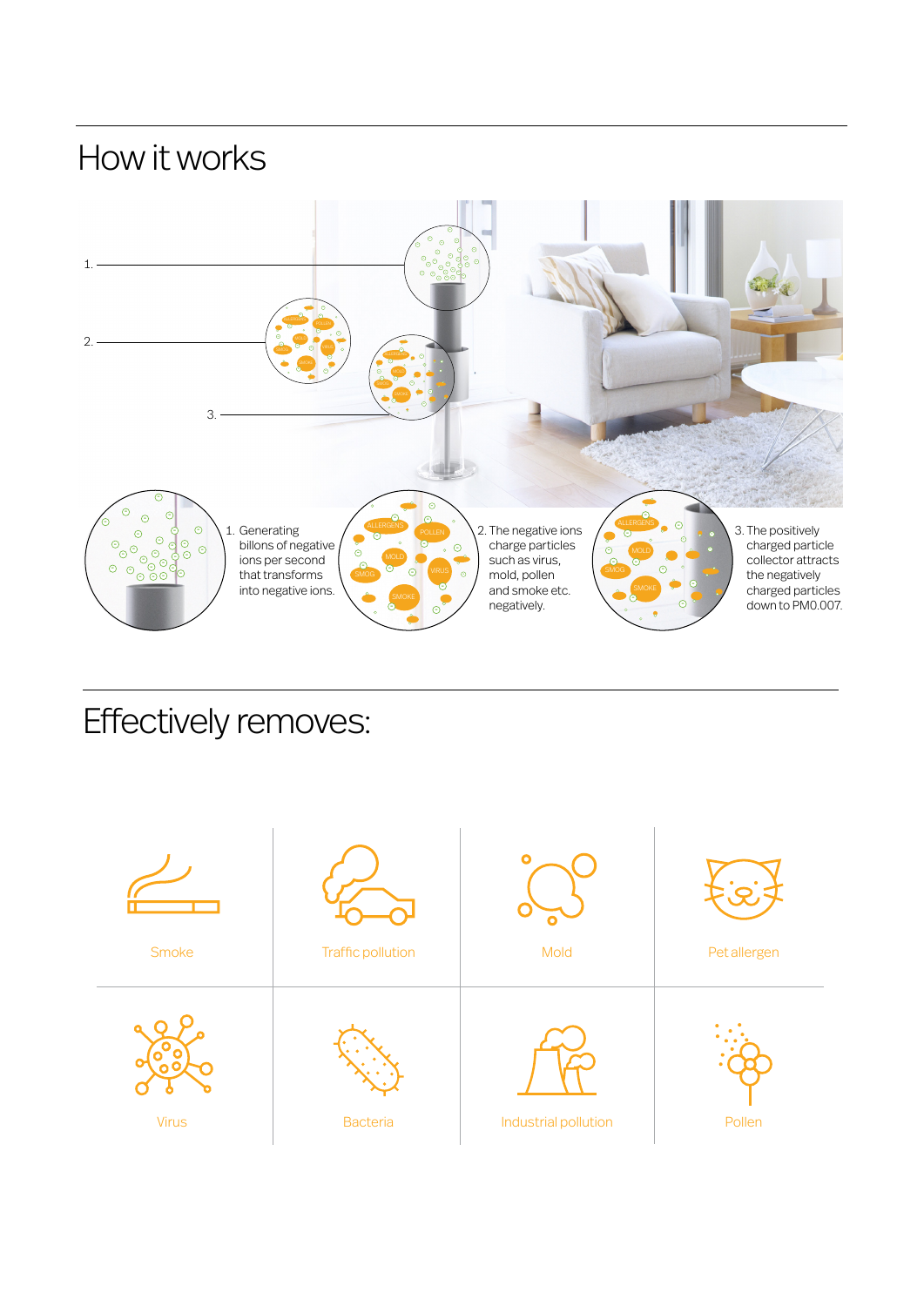# How it works

1.

2.

3.

1. Generating billons of negative ions per second that transforms into negative ions.

2. The negative ions charge particles such as virus, mold, pollen and smoke etc. negatively.

3. The positively charged particle collector attracts the negatively charged particles down to PM0.007.

# Effectively removes:

Smoke

Traffic pollution

Mold

Pet allergen

Virus

Bacteria

Industrial pollution

Pollen